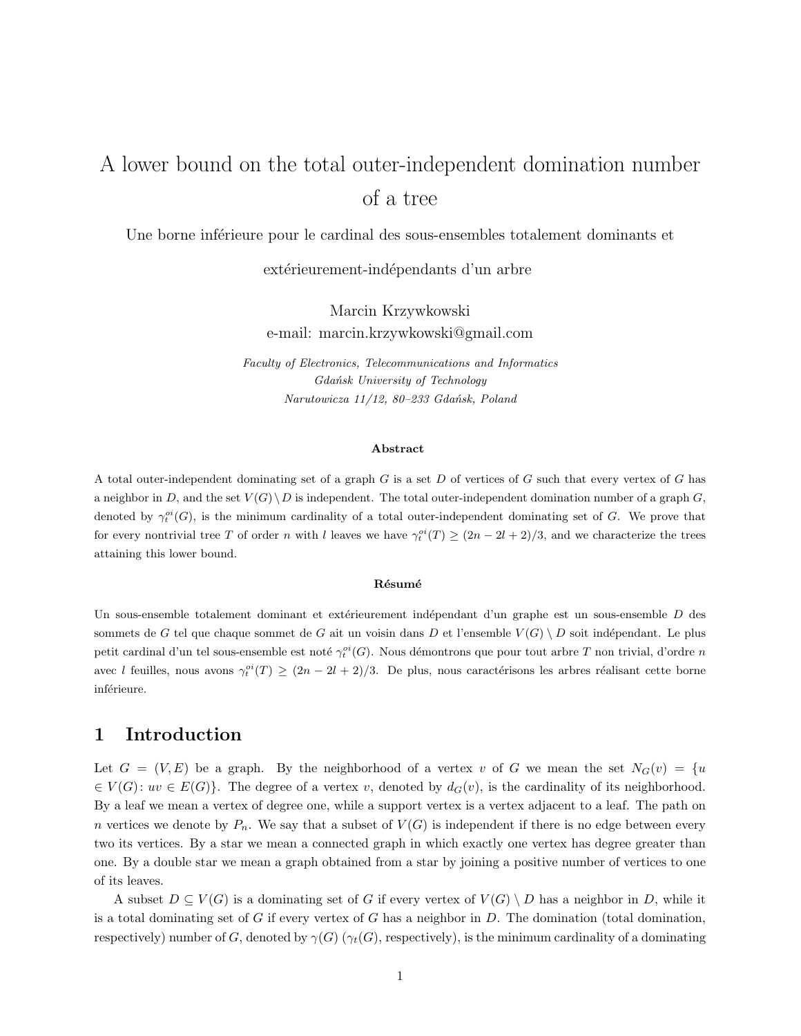# A lower bound on the total outer-independent domination number of a tree

Une borne inférieure pour le cardinal des sous-ensembles totalement dominants et extérieurement-indépendants d'un arbre

Marcin Krzywkowski
e-mail: marcin.krzywkowski@gmail.com

*Faculty of Electronics, Telecommunications and Informatics*
*Gdańsk University of Technology*
*Narutowicza 11/12, 80–233 Gdańsk, Poland*

**Abstract**

A total outer-independent dominating set of a graph $G$ is a set $D$ of vertices of $G$ such that every vertex of $G$ has a neighbor in $D$, and the set $V(G) \setminus D$ is independent. The total outer-independent domination number of a graph $G$, denoted by $\gamma_t^{oi}(G)$, is the minimum cardinality of a total outer-independent dominating set of $G$. We prove that for every nontrivial tree $T$ of order $n$ with $l$ leaves we have $\gamma_t^{oi}(T) \geq (2n-2l+2)/3$, and we characterize the trees attaining this lower bound.

**Résumé**

Un sous-ensemble totalement dominant et extérieurement indépendant d'un graphe est un sous-ensemble $D$ des sommets de $G$ tel que chaque sommet de $G$ ait un voisin dans $D$ et l'ensemble $V(G) \setminus D$ soit indépendant. Le plus petit cardinal d'un tel sous-ensemble est noté $\gamma_t^{oi}(G)$. Nous démontrons que pour tout arbre $T$ non trivial, d'ordre $n$ avec $l$ feuilles, nous avons $\gamma_t^{oi}(T) \geq (2n-2l+2)/3$. De plus, nous caractérisons les arbres réalisant cette borne inférieure.

## 1 Introduction

Let $G = (V, E)$ be a graph. By the neighborhood of a vertex $v$ of $G$ we mean the set $N_G(v) = \{u \in V(G)\colon uv \in E(G)\}$. The degree of a vertex $v$, denoted by $d_G(v)$, is the cardinality of its neighborhood. By a leaf we mean a vertex of degree one, while a support vertex is a vertex adjacent to a leaf. The path on $n$ vertices we denote by $P_n$. We say that a subset of $V(G)$ is independent if there is no edge between every two its vertices. By a star we mean a connected graph in which exactly one vertex has degree greater than one. By a double star we mean a graph obtained from a star by joining a positive number of vertices to one of its leaves.

A subset $D \subseteq V(G)$ is a dominating set of $G$ if every vertex of $V(G) \setminus D$ has a neighbor in $D$, while it is a total dominating set of $G$ if every vertex of $G$ has a neighbor in $D$. The domination (total domination, respectively) number of $G$, denoted by $\gamma(G)$ ($\gamma_t(G)$, respectively), is the minimum cardinality of a dominating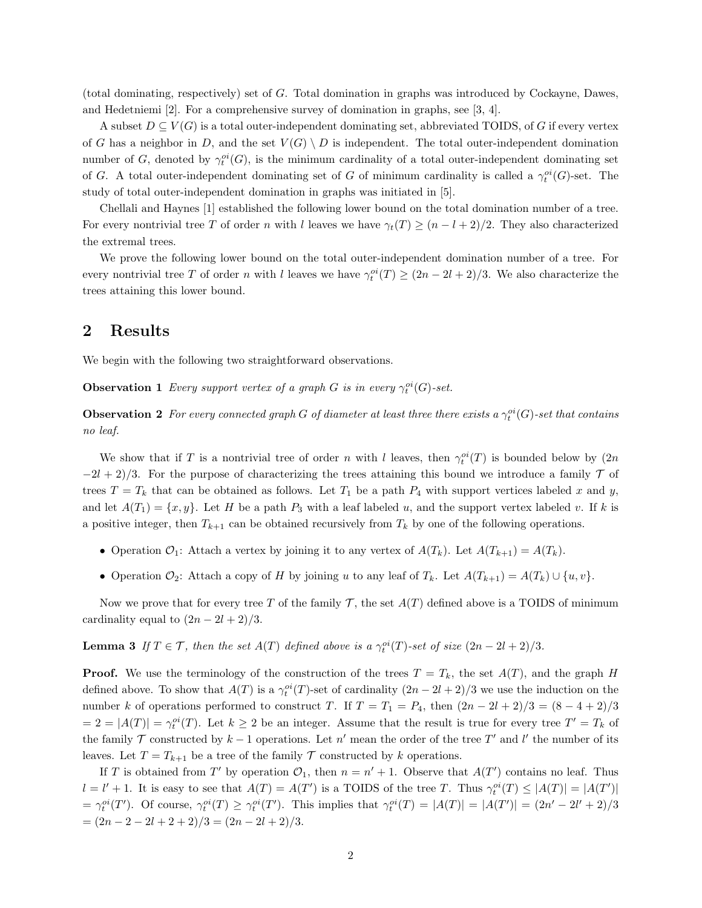(total dominating, respectively) set of $G$. Total domination in graphs was introduced by Cockayne, Dawes, and Hedetniemi [2]. For a comprehensive survey of domination in graphs, see [3, 4].

A subset $D \subseteq V(G)$ is a total outer-independent dominating set, abbreviated TOIDS, of $G$ if every vertex of $G$ has a neighbor in $D$, and the set $V(G) \setminus D$ is independent. The total outer-independent domination number of $G$, denoted by $\gamma_t^{oi}(G)$, is the minimum cardinality of a total outer-independent dominating set of $G$. A total outer-independent dominating set of $G$ of minimum cardinality is called a $\gamma_t^{oi}(G)$-set. The study of total outer-independent domination in graphs was initiated in [5].

Chellali and Haynes [1] established the following lower bound on the total domination number of a tree. For every nontrivial tree $T$ of order $n$ with $l$ leaves we have $\gamma_t(T) \geq (n - l + 2)/2$. They also characterized the extremal trees.

We prove the following lower bound on the total outer-independent domination number of a tree. For every nontrivial tree $T$ of order $n$ with $l$ leaves we have $\gamma_t^{oi}(T) \geq (2n - 2l + 2)/3$. We also characterize the trees attaining this lower bound.

## 2 Results

We begin with the following two straightforward observations.

**Observation 1** *Every support vertex of a graph $G$ is in every $\gamma_t^{oi}(G)$-set.*

**Observation 2** *For every connected graph $G$ of diameter at least three there exists a $\gamma_t^{oi}(G)$-set that contains no leaf.*

We show that if $T$ is a nontrivial tree of order $n$ with $l$ leaves, then $\gamma_t^{oi}(T)$ is bounded below by $(2n - 2l + 2)/3$. For the purpose of characterizing the trees attaining this bound we introduce a family $\mathcal{T}$ of trees $T = T_k$ that can be obtained as follows. Let $T_1$ be a path $P_4$ with support vertices labeled $x$ and $y$, and let $A(T_1) = \{x, y\}$. Let $H$ be a path $P_3$ with a leaf labeled $u$, and the support vertex labeled $v$. If $k$ is a positive integer, then $T_{k+1}$ can be obtained recursively from $T_k$ by one of the following operations.

- Operation $\mathcal{O}_1$: Attach a vertex by joining it to any vertex of $A(T_k)$. Let $A(T_{k+1}) = A(T_k)$.
- Operation $\mathcal{O}_2$: Attach a copy of $H$ by joining $u$ to any leaf of $T_k$. Let $A(T_{k+1}) = A(T_k) \cup \{u, v\}$.

Now we prove that for every tree $T$ of the family $\mathcal{T}$, the set $A(T)$ defined above is a TOIDS of minimum cardinality equal to $(2n - 2l + 2)/3$.

**Lemma 3** *If $T \in \mathcal{T}$, then the set $A(T)$ defined above is a $\gamma_t^{oi}(T)$-set of size $(2n - 2l + 2)/3$.*

**Proof.** We use the terminology of the construction of the trees $T = T_k$, the set $A(T)$, and the graph $H$ defined above. To show that $A(T)$ is a $\gamma_t^{oi}(T)$-set of cardinality $(2n - 2l + 2)/3$ we use the induction on the number $k$ of operations performed to construct $T$. If $T = T_1 = P_4$, then $(2n - 2l + 2)/3 = (8 - 4 + 2)/3 = 2 = |A(T)| = \gamma_t^{oi}(T)$. Let $k \geq 2$ be an integer. Assume that the result is true for every tree $T' = T_k$ of the family $\mathcal{T}$ constructed by $k - 1$ operations. Let $n'$ mean the order of the tree $T'$ and $l'$ the number of its leaves. Let $T = T_{k+1}$ be a tree of the family $\mathcal{T}$ constructed by $k$ operations.

If $T$ is obtained from $T'$ by operation $\mathcal{O}_1$, then $n = n' + 1$. Observe that $A(T')$ contains no leaf. Thus $l = l' + 1$. It is easy to see that $A(T) = A(T')$ is a TOIDS of the tree $T$. Thus $\gamma_t^{oi}(T) \leq |A(T)| = |A(T')| = \gamma_t^{oi}(T')$. Of course, $\gamma_t^{oi}(T) \geq \gamma_t^{oi}(T')$. This implies that $\gamma_t^{oi}(T) = |A(T)| = |A(T')| = (2n' - 2l' + 2)/3 = (2n - 2 - 2l + 2 + 2)/3 = (2n - 2l + 2)/3$.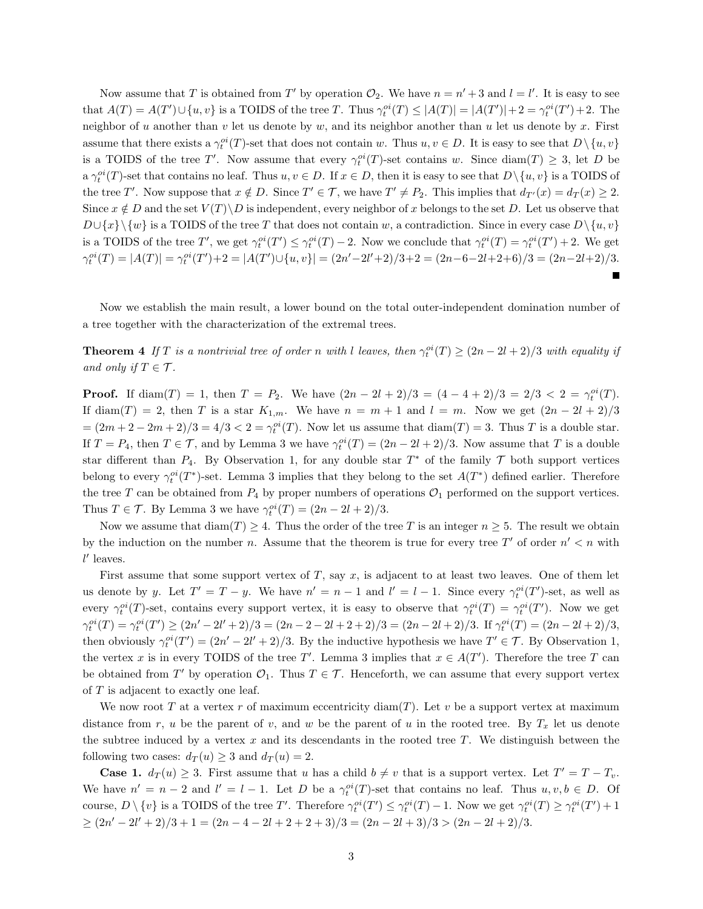Now assume that $T$ is obtained from $T'$ by operation $\mathcal{O}_2$. We have $n = n' + 3$ and $l = l'$. It is easy to see that $A(T) = A(T') \cup \{u, v\}$ is a TOIDS of the tree $T$. Thus $\gamma_t^{oi}(T) \le |A(T)| = |A(T')| + 2 = \gamma_t^{oi}(T') + 2$. The neighbor of $u$ another than $v$ let us denote by $w$, and its neighbor another than $u$ let us denote by $x$. First assume that there exists a $\gamma_t^{oi}(T)$-set that does not contain $w$. Thus $u, v \in D$. It is easy to see that $D \setminus \{u, v\}$ is a TOIDS of the tree $T'$. Now assume that every $\gamma_t^{oi}(T)$-set contains $w$. Since $\mathrm{diam}(T) \ge 3$, let $D$ be a $\gamma_t^{oi}(T)$-set that contains no leaf. Thus $u, v \in D$. If $x \in D$, then it is easy to see that $D \setminus \{u, v\}$ is a TOIDS of the tree $T'$. Now suppose that $x \notin D$. Since $T' \in \mathcal{T}$, we have $T' \ne P_2$. This implies that $d_{T'}(x) = d_T(x) \ge 2$. Since $x \notin D$ and the set $V(T) \setminus D$ is independent, every neighbor of $x$ belongs to the set $D$. Let us observe that $D \cup \{x\} \setminus \{w\}$ is a TOIDS of the tree $T$ that does not contain $w$, a contradiction. Since in every case $D \setminus \{u, v\}$ is a TOIDS of the tree $T'$, we get $\gamma_t^{oi}(T') \le \gamma_t^{oi}(T) - 2$. Now we conclude that $\gamma_t^{oi}(T) = \gamma_t^{oi}(T') + 2$. We get $\gamma_t^{oi}(T) = |A(T)| = \gamma_t^{oi}(T') + 2 = |A(T') \cup \{u, v\}| = (2n' - 2l' + 2)/3 + 2 = (2n - 6 - 2l + 2 + 6)/3 = (2n - 2l + 2)/3$. ∎

Now we establish the main result, a lower bound on the total outer-independent domination number of a tree together with the characterization of the extremal trees.

**Theorem 4** *If $T$ is a nontrivial tree of order $n$ with $l$ leaves, then $\gamma_t^{oi}(T) \ge (2n - 2l + 2)/3$ with equality if and only if $T \in \mathcal{T}$.*

**Proof.** If $\mathrm{diam}(T) = 1$, then $T = P_2$. We have $(2n - 2l + 2)/3 = (4 - 4 + 2)/3 = 2/3 < 2 = \gamma_t^{oi}(T)$. If $\mathrm{diam}(T) = 2$, then $T$ is a star $K_{1,m}$. We have $n = m + 1$ and $l = m$. Now we get $(2n - 2l + 2)/3$ $= (2m + 2 - 2m + 2)/3 = 4/3 < 2 = \gamma_t^{oi}(T)$. Now let us assume that $\mathrm{diam}(T) = 3$. Thus $T$ is a double star. If $T = P_4$, then $T \in \mathcal{T}$, and by Lemma 3 we have $\gamma_t^{oi}(T) = (2n - 2l + 2)/3$. Now assume that $T$ is a double star different than $P_4$. By Observation 1, for any double star $T^*$ of the family $\mathcal{T}$ both support vertices belong to every $\gamma_t^{oi}(T^*)$-set. Lemma 3 implies that they belong to the set $A(T^*)$ defined earlier. Therefore the tree $T$ can be obtained from $P_4$ by proper numbers of operations $\mathcal{O}_1$ performed on the support vertices. Thus $T \in \mathcal{T}$. By Lemma 3 we have $\gamma_t^{oi}(T) = (2n - 2l + 2)/3$.

Now we assume that $\mathrm{diam}(T) \ge 4$. Thus the order of the tree $T$ is an integer $n \ge 5$. The result we obtain by the induction on the number $n$. Assume that the theorem is true for every tree $T'$ of order $n' < n$ with $l'$ leaves.

First assume that some support vertex of $T$, say $x$, is adjacent to at least two leaves. One of them let us denote by $y$. Let $T' = T - y$. We have $n' = n - 1$ and $l' = l - 1$. Since every $\gamma_t^{oi}(T')$-set, as well as every $\gamma_t^{oi}(T)$-set, contains every support vertex, it is easy to observe that $\gamma_t^{oi}(T) = \gamma_t^{oi}(T')$. Now we get $\gamma_t^{oi}(T) = \gamma_t^{oi}(T') \ge (2n' - 2l' + 2)/3 = (2n - 2 - 2l + 2 + 2)/3 = (2n - 2l + 2)/3$. If $\gamma_t^{oi}(T) = (2n - 2l + 2)/3$, then obviously $\gamma_t^{oi}(T') = (2n' - 2l' + 2)/3$. By the inductive hypothesis we have $T' \in \mathcal{T}$. By Observation 1, the vertex $x$ is in every TOIDS of the tree $T'$. Lemma 3 implies that $x \in A(T')$. Therefore the tree $T$ can be obtained from $T'$ by operation $\mathcal{O}_1$. Thus $T \in \mathcal{T}$. Henceforth, we can assume that every support vertex of $T$ is adjacent to exactly one leaf.

We now root $T$ at a vertex $r$ of maximum eccentricity $\mathrm{diam}(T)$. Let $v$ be a support vertex at maximum distance from $r$, $u$ be the parent of $v$, and $w$ be the parent of $u$ in the rooted tree. By $T_x$ let us denote the subtree induced by a vertex $x$ and its descendants in the rooted tree $T$. We distinguish between the following two cases: $d_T(u) \ge 3$ and $d_T(u) = 2$.

**Case 1.** $d_T(u) \ge 3$. First assume that $u$ has a child $b \ne v$ that is a support vertex. Let $T' = T - T_v$. We have $n' = n - 2$ and $l' = l - 1$. Let $D$ be a $\gamma_t^{oi}(T)$-set that contains no leaf. Thus $u, v, b \in D$. Of course, $D \setminus \{v\}$ is a TOIDS of the tree $T'$. Therefore $\gamma_t^{oi}(T') \le \gamma_t^{oi}(T) - 1$. Now we get $\gamma_t^{oi}(T) \ge \gamma_t^{oi}(T') + 1$ $\ge (2n' - 2l' + 2)/3 + 1 = (2n - 4 - 2l + 2 + 2 + 3)/3 = (2n - 2l + 3)/3 > (2n - 2l + 2)/3$.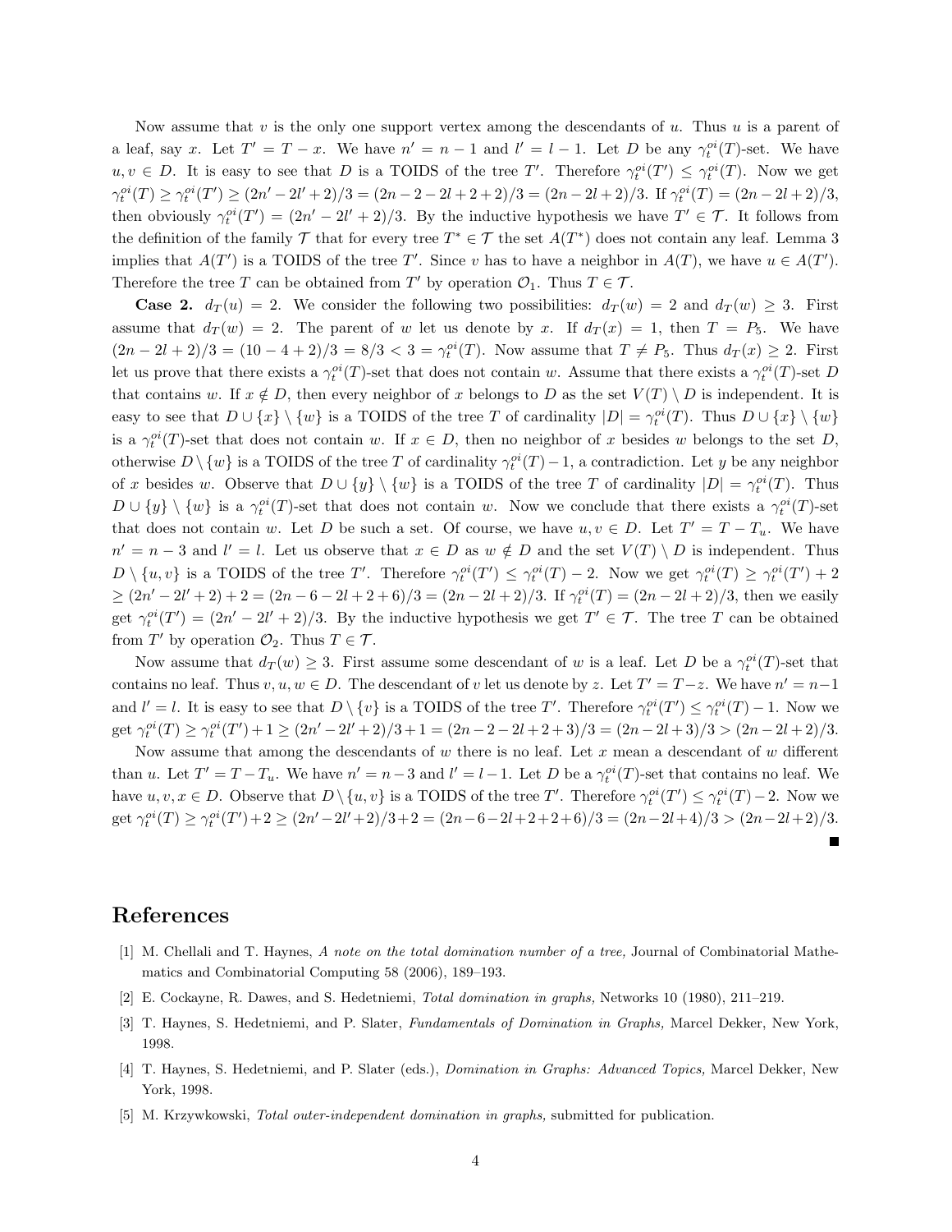Now assume that $v$ is the only one support vertex among the descendants of $u$. Thus $u$ is a parent of a leaf, say $x$. Let $T' = T - x$. We have $n' = n - 1$ and $l' = l - 1$. Let $D$ be any $\gamma_t^{oi}(T)$-set. We have $u, v \in D$. It is easy to see that $D$ is a TOIDS of the tree $T'$. Therefore $\gamma_t^{oi}(T') \leq \gamma_t^{oi}(T)$. Now we get $\gamma_t^{oi}(T) \geq \gamma_t^{oi}(T') \geq (2n' - 2l' + 2)/3 = (2n - 2 - 2l + 2 + 2)/3 = (2n - 2l + 2)/3$. If $\gamma_t^{oi}(T) = (2n - 2l + 2)/3$, then obviously $\gamma_t^{oi}(T') = (2n' - 2l' + 2)/3$. By the inductive hypothesis we have $T' \in \mathcal{T}$. It follows from the definition of the family $\mathcal{T}$ that for every tree $T^* \in \mathcal{T}$ the set $A(T^*)$ does not contain any leaf. Lemma 3 implies that $A(T')$ is a TOIDS of the tree $T'$. Since $v$ has to have a neighbor in $A(T)$, we have $u \in A(T')$. Therefore the tree $T$ can be obtained from $T'$ by operation $\mathcal{O}_1$. Thus $T \in \mathcal{T}$.

**Case 2.** $d_T(u) = 2$. We consider the following two possibilities: $d_T(w) = 2$ and $d_T(w) \geq 3$. First assume that $d_T(w) = 2$. The parent of $w$ let us denote by $x$. If $d_T(x) = 1$, then $T = P_5$. We have $(2n - 2l + 2)/3 = (10 - 4 + 2)/3 = 8/3 < 3 = \gamma_t^{oi}(T)$. Now assume that $T \neq P_5$. Thus $d_T(x) \geq 2$. First let us prove that there exists a $\gamma_t^{oi}(T)$-set that does not contain $w$. Assume that there exists a $\gamma_t^{oi}(T)$-set $D$ that contains $w$. If $x \notin D$, then every neighbor of $x$ belongs to $D$ as the set $V(T) \setminus D$ is independent. It is easy to see that $D \cup \{x\} \setminus \{w\}$ is a TOIDS of the tree $T$ of cardinality $|D| = \gamma_t^{oi}(T)$. Thus $D \cup \{x\} \setminus \{w\}$ is a $\gamma_t^{oi}(T)$-set that does not contain $w$. If $x \in D$, then no neighbor of $x$ besides $w$ belongs to the set $D$, otherwise $D \setminus \{w\}$ is a TOIDS of the tree $T$ of cardinality $\gamma_t^{oi}(T) - 1$, a contradiction. Let $y$ be any neighbor of $x$ besides $w$. Observe that $D \cup \{y\} \setminus \{w\}$ is a TOIDS of the tree $T$ of cardinality $|D| = \gamma_t^{oi}(T)$. Thus $D \cup \{y\} \setminus \{w\}$ is a $\gamma_t^{oi}(T)$-set that does not contain $w$. Now we conclude that there exists a $\gamma_t^{oi}(T)$-set that does not contain $w$. Let $D$ be such a set. Of course, we have $u, v \in D$. Let $T' = T - T_u$. We have $n' = n - 3$ and $l' = l$. Let us observe that $x \in D$ as $w \notin D$ and the set $V(T) \setminus D$ is independent. Thus $D \setminus \{u, v\}$ is a TOIDS of the tree $T'$. Therefore $\gamma_t^{oi}(T') \leq \gamma_t^{oi}(T) - 2$. Now we get $\gamma_t^{oi}(T) \geq \gamma_t^{oi}(T') + 2$ $\geq (2n' - 2l' + 2) + 2 = (2n - 6 - 2l + 2 + 6)/3 = (2n - 2l + 2)/3$. If $\gamma_t^{oi}(T) = (2n - 2l + 2)/3$, then we easily get $\gamma_t^{oi}(T') = (2n' - 2l' + 2)/3$. By the inductive hypothesis we get $T' \in \mathcal{T}$. The tree $T$ can be obtained from $T'$ by operation $\mathcal{O}_2$. Thus $T \in \mathcal{T}$.

Now assume that $d_T(w) \geq 3$. First assume some descendant of $w$ is a leaf. Let $D$ be a $\gamma_t^{oi}(T)$-set that contains no leaf. Thus $v, u, w \in D$. The descendant of $v$ let us denote by $z$. Let $T' = T - z$. We have $n' = n - 1$ and $l' = l$. It is easy to see that $D \setminus \{v\}$ is a TOIDS of the tree $T'$. Therefore $\gamma_t^{oi}(T') \leq \gamma_t^{oi}(T) - 1$. Now we get $\gamma_t^{oi}(T) \geq \gamma_t^{oi}(T') + 1 \geq (2n' - 2l' + 2)/3 + 1 = (2n - 2 - 2l + 2 + 3)/3 = (2n - 2l + 3)/3 > (2n - 2l + 2)/3$.

Now assume that among the descendants of $w$ there is no leaf. Let $x$ mean a descendant of $w$ different than $u$. Let $T' = T - T_u$. We have $n' = n - 3$ and $l' = l - 1$. Let $D$ be a $\gamma_t^{oi}(T)$-set that contains no leaf. We have $u, v, x \in D$. Observe that $D \setminus \{u, v\}$ is a TOIDS of the tree $T'$. Therefore $\gamma_t^{oi}(T') \leq \gamma_t^{oi}(T) - 2$. Now we get $\gamma_t^{oi}(T) \geq \gamma_t^{oi}(T') + 2 \geq (2n' - 2l' + 2)/3 + 2 = (2n - 6 - 2l + 2 + 2 + 6)/3 = (2n - 2l + 4)/3 > (2n - 2l + 2)/3$.

■

# References

[1] M. Chellali and T. Haynes, *A note on the total domination number of a tree,* Journal of Combinatorial Mathematics and Combinatorial Computing 58 (2006), 189–193.

[2] E. Cockayne, R. Dawes, and S. Hedetniemi, *Total domination in graphs,* Networks 10 (1980), 211–219.

[3] T. Haynes, S. Hedetniemi, and P. Slater, *Fundamentals of Domination in Graphs,* Marcel Dekker, New York, 1998.

[4] T. Haynes, S. Hedetniemi, and P. Slater (eds.), *Domination in Graphs: Advanced Topics,* Marcel Dekker, New York, 1998.

[5] M. Krzywkowski, *Total outer-independent domination in graphs,* submitted for publication.